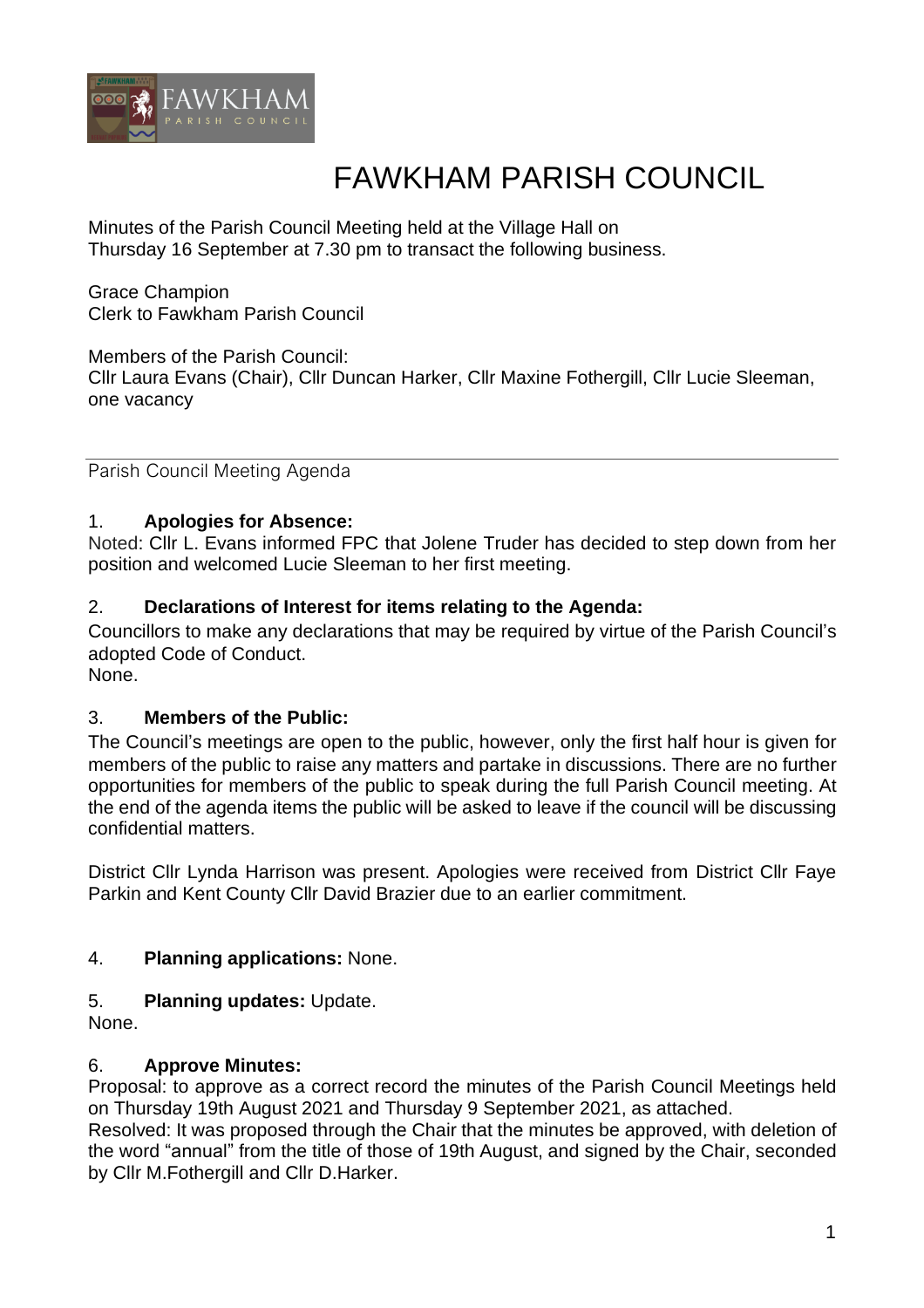# FAWKHAM PARISH COUNCIL

Minutes of the Parish Council Meeting held at the Village Hall on Thursday 16 September at 7.30 pm to transact the following business.

Grace Champion
Clerk to Fawkham Parish Council

Members of the Parish Council:
Cllr Laura Evans (Chair), Cllr Duncan Harker, Cllr Maxine Fothergill, Cllr Lucie Sleeman, one vacancy

---

Parish Council Meeting Agenda

1. **Apologies for Absence:**
Noted: Cllr L. Evans informed FPC that Jolene Truder has decided to step down from her position and welcomed Lucie Sleeman to her first meeting.

2. **Declarations of Interest for items relating to the Agenda:**
Councillors to make any declarations that may be required by virtue of the Parish Council's adopted Code of Conduct.
None.

3. **Members of the Public:**
The Council's meetings are open to the public, however, only the first half hour is given for members of the public to raise any matters and partake in discussions. There are no further opportunities for members of the public to speak during the full Parish Council meeting. At the end of the agenda items the public will be asked to leave if the council will be discussing confidential matters.

District Cllr Lynda Harrison was present. Apologies were received from District Cllr Faye Parkin and Kent County Cllr David Brazier due to an earlier commitment.

4. **Planning applications:** None.

5. **Planning updates:** Update.
None.

6. **Approve Minutes:**
Proposal: to approve as a correct record the minutes of the Parish Council Meetings held on Thursday 19th August 2021 and Thursday 9 September 2021, as attached.
Resolved: It was proposed through the Chair that the minutes be approved, with deletion of the word "annual" from the title of those of 19th August, and signed by the Chair, seconded by Cllr M.Fothergill and Cllr D.Harker.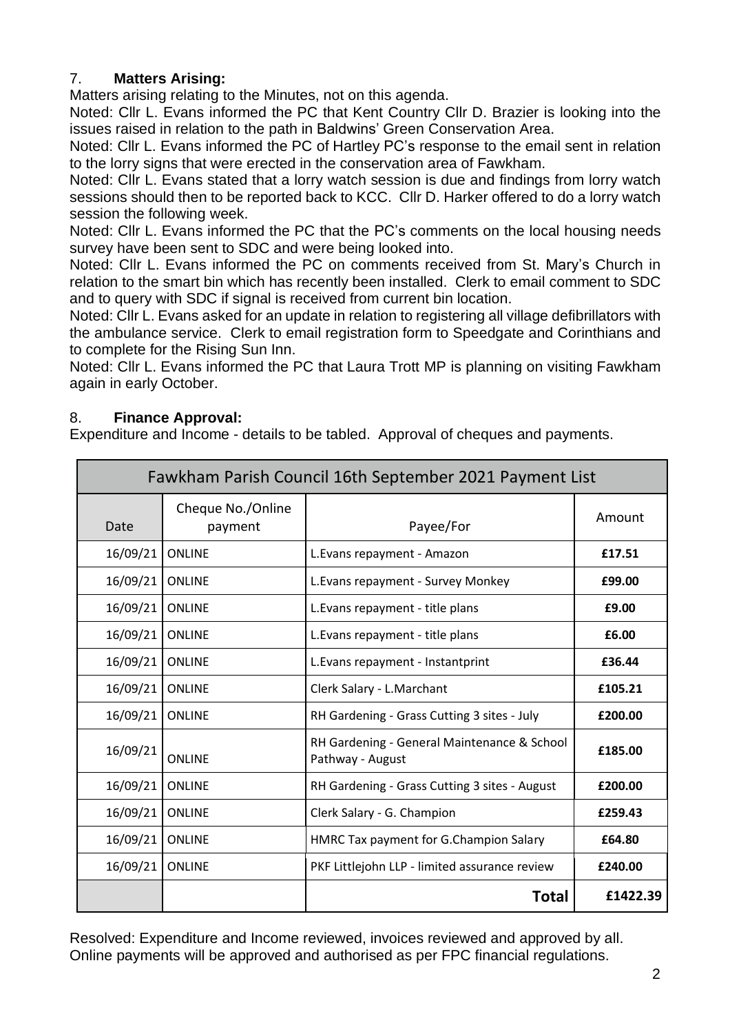7. **Matters Arising:**

Matters arising relating to the Minutes, not on this agenda.

Noted: Cllr L. Evans informed the PC that Kent Country Cllr D. Brazier is looking into the issues raised in relation to the path in Baldwins' Green Conservation Area.

Noted: Cllr L. Evans informed the PC of Hartley PC's response to the email sent in relation to the lorry signs that were erected in the conservation area of Fawkham.

Noted: Cllr L. Evans stated that a lorry watch session is due and findings from lorry watch sessions should then to be reported back to KCC. Cllr D. Harker offered to do a lorry watch session the following week.

Noted: Cllr L. Evans informed the PC that the PC's comments on the local housing needs survey have been sent to SDC and were being looked into.

Noted: Cllr L. Evans informed the PC on comments received from St. Mary's Church in relation to the smart bin which has recently been installed. Clerk to email comment to SDC and to query with SDC if signal is received from current bin location.

Noted: Cllr L. Evans asked for an update in relation to registering all village defibrillators with the ambulance service. Clerk to email registration form to Speedgate and Corinthians and to complete for the Rising Sun Inn.

Noted: Cllr L. Evans informed the PC that Laura Trott MP is planning on visiting Fawkham again in early October.

8. **Finance Approval:**

Expenditure and Income - details to be tabled. Approval of cheques and payments.

| Fawkham Parish Council 16th September 2021 Payment List | | | |
|---|---|---|---|
| Date | Cheque No./Online payment | Payee/For | Amount |
| 16/09/21 | ONLINE | L.Evans repayment - Amazon | **£17.51** |
| 16/09/21 | ONLINE | L.Evans repayment - Survey Monkey | **£99.00** |
| 16/09/21 | ONLINE | L.Evans repayment - title plans | **£9.00** |
| 16/09/21 | ONLINE | L.Evans repayment - title plans | **£6.00** |
| 16/09/21 | ONLINE | L.Evans repayment - Instantprint | **£36.44** |
| 16/09/21 | ONLINE | Clerk Salary - L.Marchant | **£105.21** |
| 16/09/21 | ONLINE | RH Gardening - Grass Cutting 3 sites - July | **£200.00** |
| 16/09/21 | ONLINE | RH Gardening - General Maintenance & School Pathway - August | **£185.00** |
| 16/09/21 | ONLINE | RH Gardening - Grass Cutting 3 sites - August | **£200.00** |
| 16/09/21 | ONLINE | Clerk Salary - G. Champion | **£259.43** |
| 16/09/21 | ONLINE | HMRC Tax payment for G.Champion Salary | **£64.80** |
| 16/09/21 | ONLINE | PKF Littlejohn LLP - limited assurance review | **£240.00** |
| | | **Total** | **£1422.39** |

Resolved: Expenditure and Income reviewed, invoices reviewed and approved by all. Online payments will be approved and authorised as per FPC financial regulations.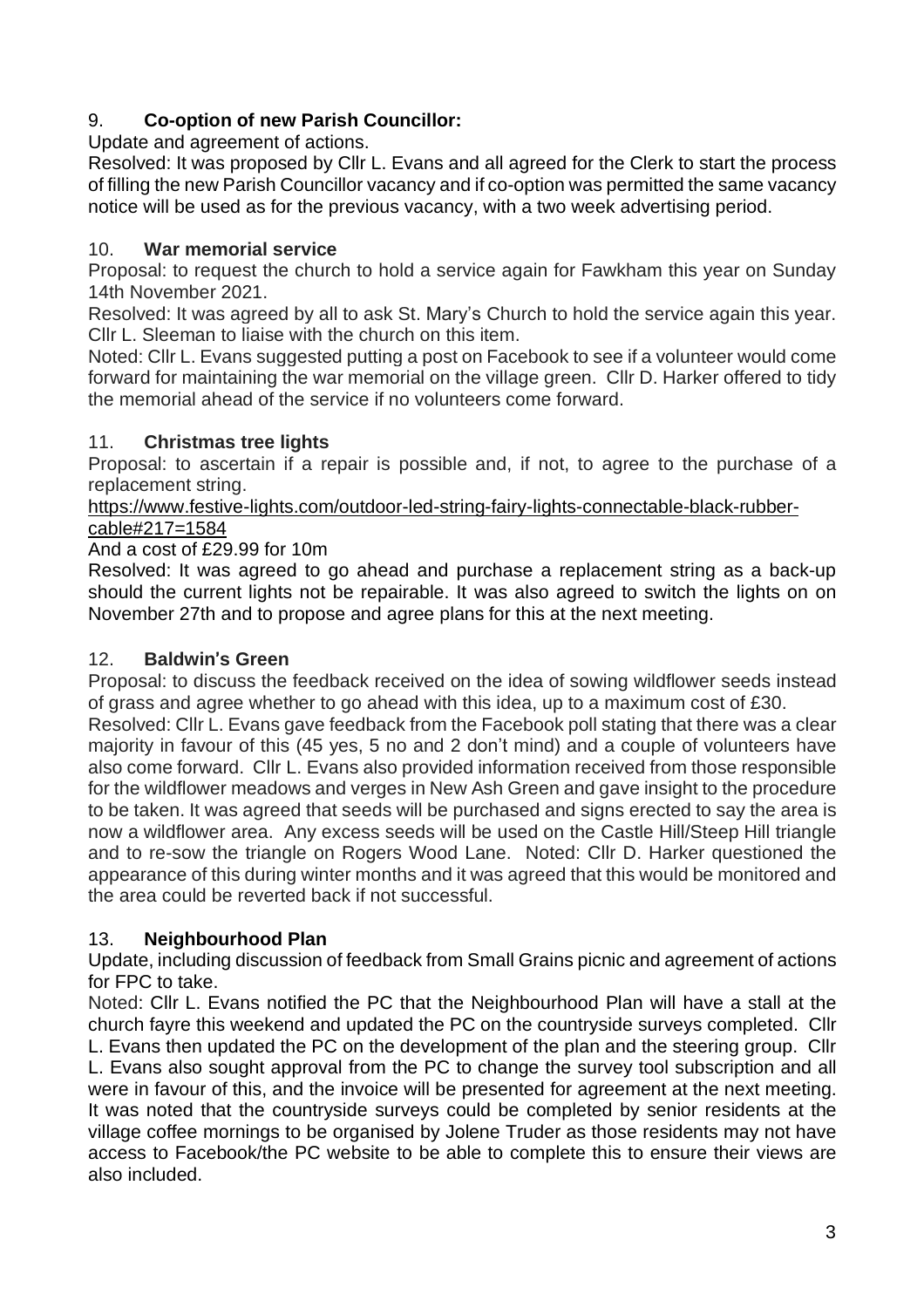## 9. **Co-option of new Parish Councillor:**

Update and agreement of actions.

Resolved: It was proposed by Cllr L. Evans and all agreed for the Clerk to start the process of filling the new Parish Councillor vacancy and if co-option was permitted the same vacancy notice will be used as for the previous vacancy, with a two week advertising period.

## 10. **War memorial service**

Proposal: to request the church to hold a service again for Fawkham this year on Sunday 14th November 2021.

Resolved: It was agreed by all to ask St. Mary's Church to hold the service again this year. Cllr L. Sleeman to liaise with the church on this item.

Noted: Cllr L. Evans suggested putting a post on Facebook to see if a volunteer would come forward for maintaining the war memorial on the village green. Cllr D. Harker offered to tidy the memorial ahead of the service if no volunteers come forward.

## 11. **Christmas tree lights**

Proposal: to ascertain if a repair is possible and, if not, to agree to the purchase of a replacement string.

[https://www.festive-lights.com/outdoor-led-string-fairy-lights-connectable-black-rubber-cable#217=1584](https://www.festive-lights.com/outdoor-led-string-fairy-lights-connectable-black-rubber-cable#217=1584)

And a cost of £29.99 for 10m

Resolved: It was agreed to go ahead and purchase a replacement string as a back-up should the current lights not be repairable. It was also agreed to switch the lights on on November 27th and to propose and agree plans for this at the next meeting.

## 12. **Baldwin's Green**

Proposal: to discuss the feedback received on the idea of sowing wildflower seeds instead of grass and agree whether to go ahead with this idea, up to a maximum cost of £30.

Resolved: Cllr L. Evans gave feedback from the Facebook poll stating that there was a clear majority in favour of this (45 yes, 5 no and 2 don't mind) and a couple of volunteers have also come forward. Cllr L. Evans also provided information received from those responsible for the wildflower meadows and verges in New Ash Green and gave insight to the procedure to be taken. It was agreed that seeds will be purchased and signs erected to say the area is now a wildflower area. Any excess seeds will be used on the Castle Hill/Steep Hill triangle and to re-sow the triangle on Rogers Wood Lane. Noted: Cllr D. Harker questioned the appearance of this during winter months and it was agreed that this would be monitored and the area could be reverted back if not successful.

## 13. **Neighbourhood Plan**

Update, including discussion of feedback from Small Grains picnic and agreement of actions for FPC to take.

Noted: Cllr L. Evans notified the PC that the Neighbourhood Plan will have a stall at the church fayre this weekend and updated the PC on the countryside surveys completed. Cllr L. Evans then updated the PC on the development of the plan and the steering group. Cllr L. Evans also sought approval from the PC to change the survey tool subscription and all were in favour of this, and the invoice will be presented for agreement at the next meeting. It was noted that the countryside surveys could be completed by senior residents at the village coffee mornings to be organised by Jolene Truder as those residents may not have access to Facebook/the PC website to be able to complete this to ensure their views are also included.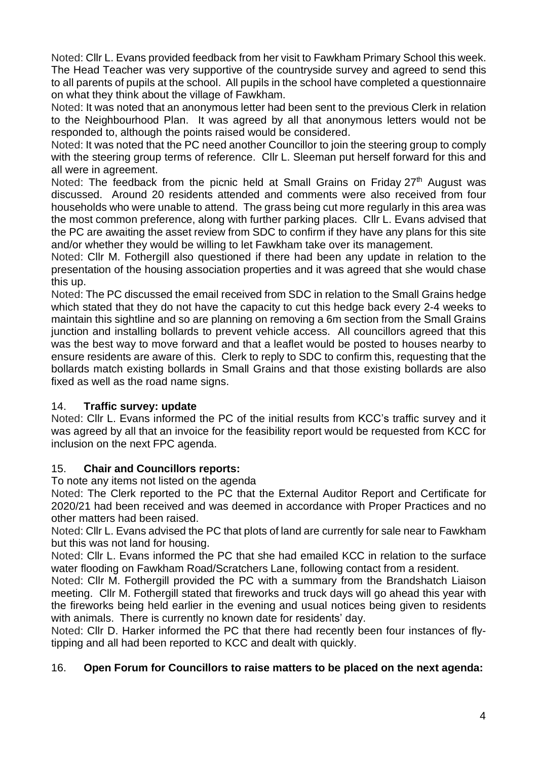Noted: Cllr L. Evans provided feedback from her visit to Fawkham Primary School this week. The Head Teacher was very supportive of the countryside survey and agreed to send this to all parents of pupils at the school. All pupils in the school have completed a questionnaire on what they think about the village of Fawkham.

Noted: It was noted that an anonymous letter had been sent to the previous Clerk in relation to the Neighbourhood Plan. It was agreed by all that anonymous letters would not be responded to, although the points raised would be considered.

Noted: It was noted that the PC need another Councillor to join the steering group to comply with the steering group terms of reference. Cllr L. Sleeman put herself forward for this and all were in agreement.

Noted: The feedback from the picnic held at Small Grains on Friday 27th August was discussed. Around 20 residents attended and comments were also received from four households who were unable to attend. The grass being cut more regularly in this area was the most common preference, along with further parking places. Cllr L. Evans advised that the PC are awaiting the asset review from SDC to confirm if they have any plans for this site and/or whether they would be willing to let Fawkham take over its management.

Noted: Cllr M. Fothergill also questioned if there had been any update in relation to the presentation of the housing association properties and it was agreed that she would chase this up.

Noted: The PC discussed the email received from SDC in relation to the Small Grains hedge which stated that they do not have the capacity to cut this hedge back every 2-4 weeks to maintain this sightline and so are planning on removing a 6m section from the Small Grains junction and installing bollards to prevent vehicle access. All councillors agreed that this was the best way to move forward and that a leaflet would be posted to houses nearby to ensure residents are aware of this. Clerk to reply to SDC to confirm this, requesting that the bollards match existing bollards in Small Grains and that those existing bollards are also fixed as well as the road name signs.

## 14. **Traffic survey: update**

Noted: Cllr L. Evans informed the PC of the initial results from KCC's traffic survey and it was agreed by all that an invoice for the feasibility report would be requested from KCC for inclusion on the next FPC agenda.

## 15. **Chair and Councillors reports:**

To note any items not listed on the agenda

Noted: The Clerk reported to the PC that the External Auditor Report and Certificate for 2020/21 had been received and was deemed in accordance with Proper Practices and no other matters had been raised.

Noted: Cllr L. Evans advised the PC that plots of land are currently for sale near to Fawkham but this was not land for housing.

Noted: Cllr L. Evans informed the PC that she had emailed KCC in relation to the surface water flooding on Fawkham Road/Scratchers Lane, following contact from a resident.

Noted: Cllr M. Fothergill provided the PC with a summary from the Brandshatch Liaison meeting. Cllr M. Fothergill stated that fireworks and truck days will go ahead this year with the fireworks being held earlier in the evening and usual notices being given to residents with animals. There is currently no known date for residents' day.

Noted: Cllr D. Harker informed the PC that there had recently been four instances of fly-tipping and all had been reported to KCC and dealt with quickly.

## 16. **Open Forum for Councillors to raise matters to be placed on the next agenda:**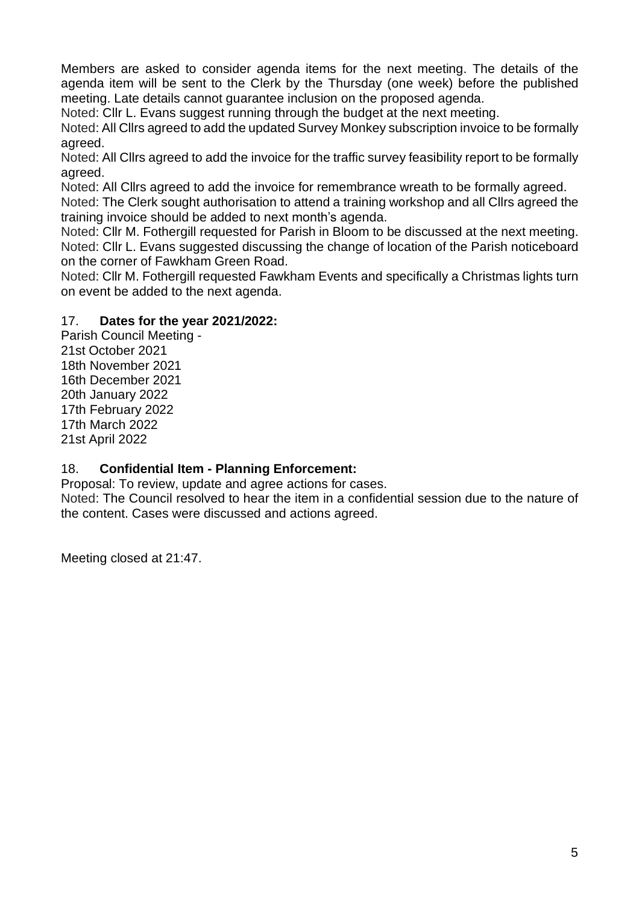Members are asked to consider agenda items for the next meeting. The details of the agenda item will be sent to the Clerk by the Thursday (one week) before the published meeting. Late details cannot guarantee inclusion on the proposed agenda.

Noted: Cllr L. Evans suggest running through the budget at the next meeting.

Noted: All Cllrs agreed to add the updated Survey Monkey subscription invoice to be formally agreed.

Noted: All Cllrs agreed to add the invoice for the traffic survey feasibility report to be formally agreed.

Noted: All Cllrs agreed to add the invoice for remembrance wreath to be formally agreed.

Noted: The Clerk sought authorisation to attend a training workshop and all Cllrs agreed the training invoice should be added to next month's agenda.

Noted: Cllr M. Fothergill requested for Parish in Bloom to be discussed at the next meeting.

Noted: Cllr L. Evans suggested discussing the change of location of the Parish noticeboard on the corner of Fawkham Green Road.

Noted: Cllr M. Fothergill requested Fawkham Events and specifically a Christmas lights turn on event be added to the next agenda.

## 17. **Dates for the year 2021/2022:**

Parish Council Meeting -
21st October 2021
18th November 2021
16th December 2021
20th January 2022
17th February 2022
17th March 2022
21st April 2022

## 18. **Confidential Item - Planning Enforcement:**

Proposal: To review, update and agree actions for cases.

Noted: The Council resolved to hear the item in a confidential session due to the nature of the content. Cases were discussed and actions agreed.

Meeting closed at 21:47.